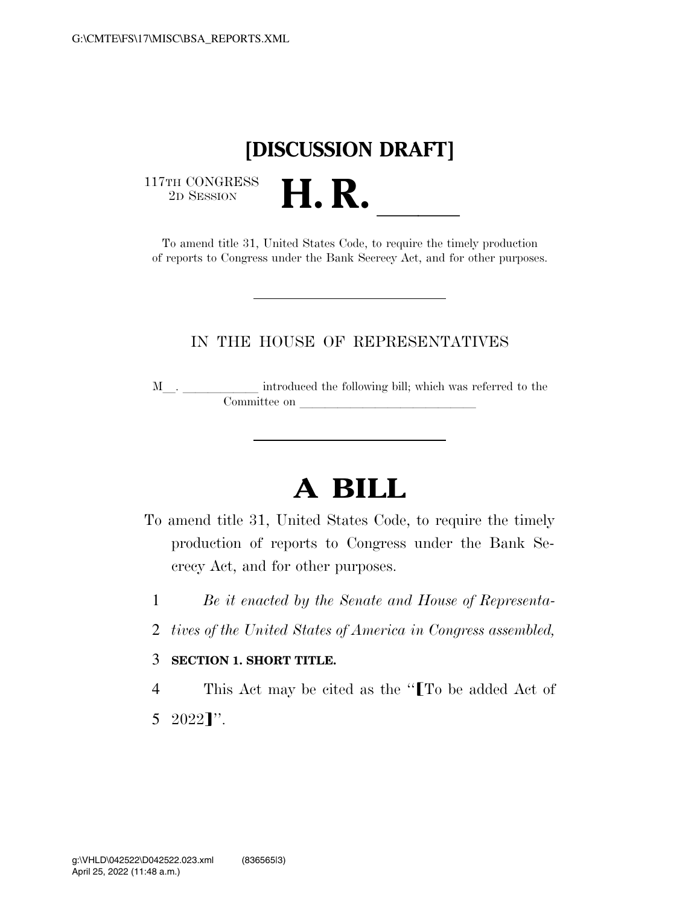G:\CMTE\FS\17\MISC\BSA_REPORTS.XML

# [DISCUSSION DRAFT]

117TH CONGRESS
2D SESSION

# H. R. \_\_\_\_\_

To amend title 31, United States Code, to require the timely production of reports to Congress under the Bank Secrecy Act, and for other purposes.

---

IN THE HOUSE OF REPRESENTATIVES

M\_\_. \_\_\_\_\_\_\_\_\_\_\_\_ introduced the following bill; which was referred to the Committee on \_\_\_\_\_\_\_\_\_\_\_\_\_\_\_\_\_\_\_\_\_\_\_\_\_\_\_\_\_\_

---

# A BILL

To amend title 31, United States Code, to require the timely production of reports to Congress under the Bank Secrecy Act, and for other purposes.

1 *Be it enacted by the Senate and House of Representa-*
2 *tives of the United States of America in Congress assembled,*

3 **SECTION 1. SHORT TITLE.**

4 This Act may be cited as the "⟦To be added Act of
5 2022⟧".

g:\VHLD\042522\D042522.023.xml (836565|3)
April 25, 2022 (11:48 a.m.)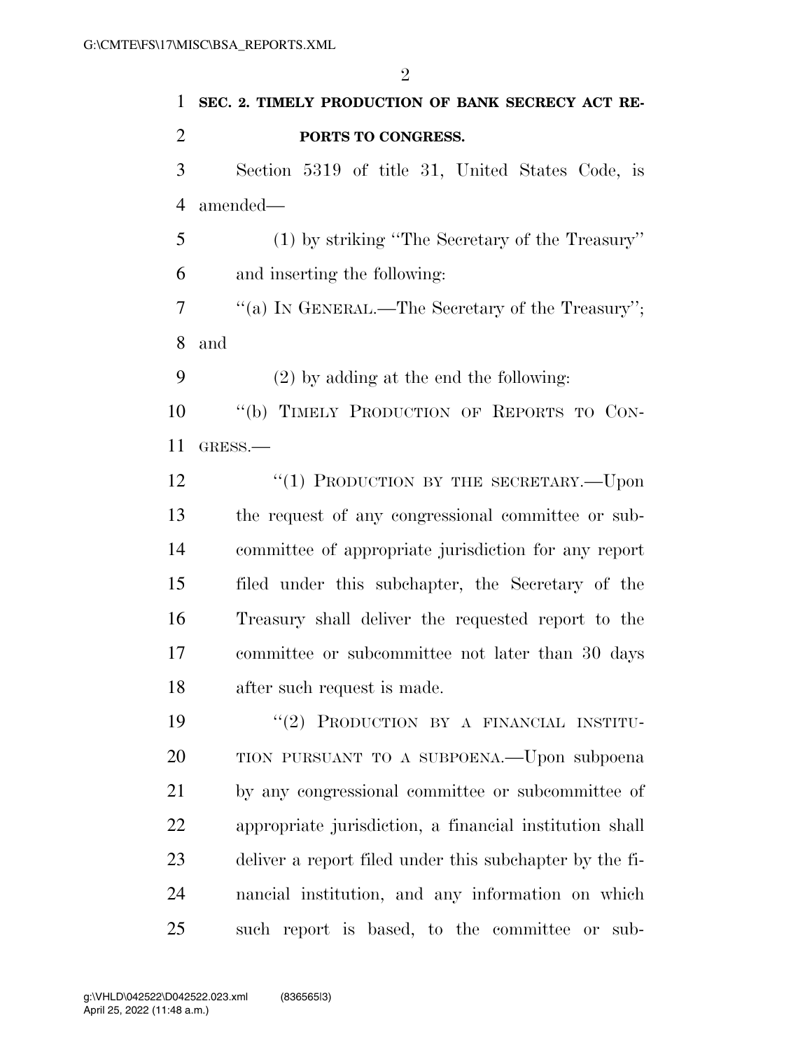**SEC. 2. TIMELY PRODUCTION OF BANK SECRECY ACT REPORTS TO CONGRESS.**

Section 5319 of title 31, United States Code, is amended—

(1) by striking "The Secretary of the Treasury" and inserting the following:

"(a) IN GENERAL.—The Secretary of the Treasury"; and

(2) by adding at the end the following:

"(b) TIMELY PRODUCTION OF REPORTS TO CONGRESS.—

"(1) PRODUCTION BY THE SECRETARY.—Upon the request of any congressional committee or subcommittee of appropriate jurisdiction for any report filed under this subchapter, the Secretary of the Treasury shall deliver the requested report to the committee or subcommittee not later than 30 days after such request is made.

"(2) PRODUCTION BY A FINANCIAL INSTITUTION PURSUANT TO A SUBPOENA.—Upon subpoena by any congressional committee or subcommittee of appropriate jurisdiction, a financial institution shall deliver a report filed under this subchapter by the financial institution, and any information on which such report is based, to the committee or sub-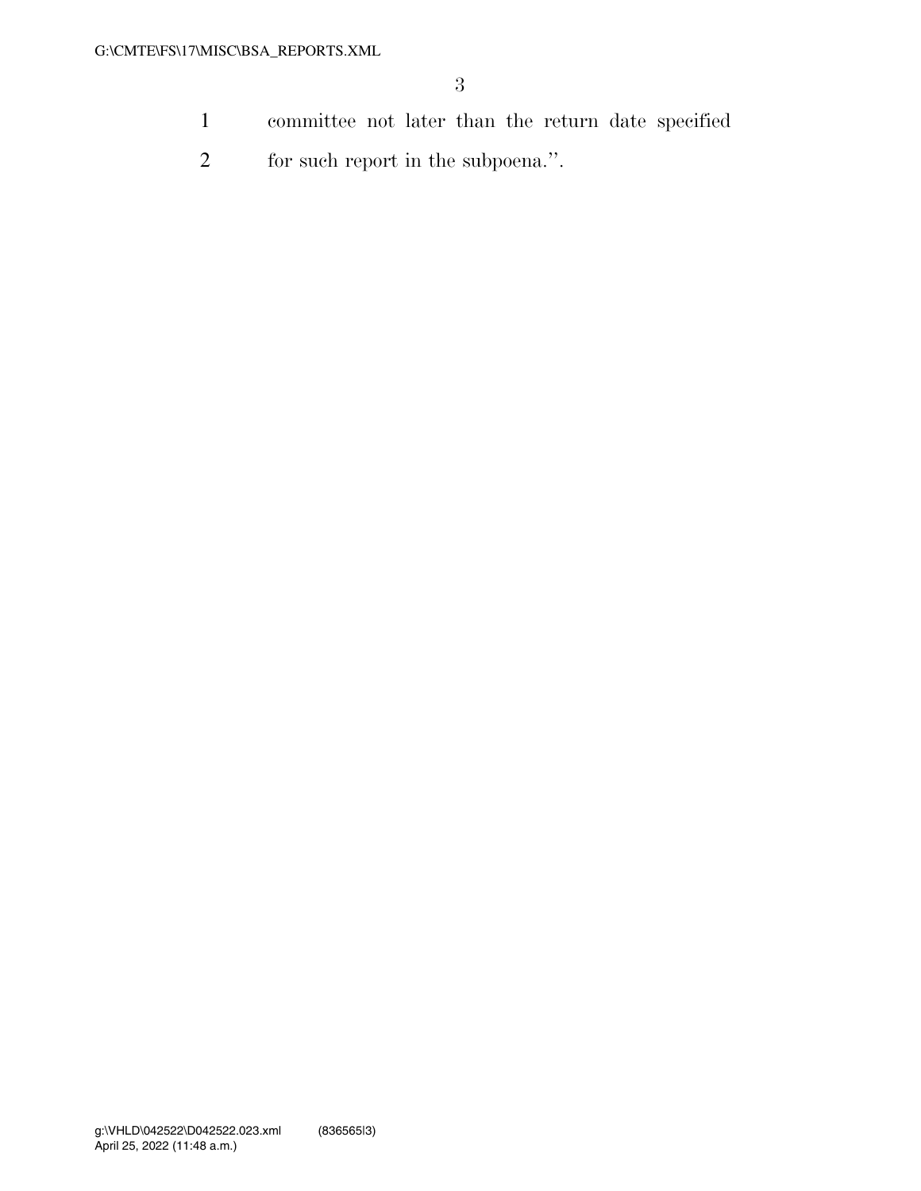committee not later than the return date specified for such report in the subpoena.''.